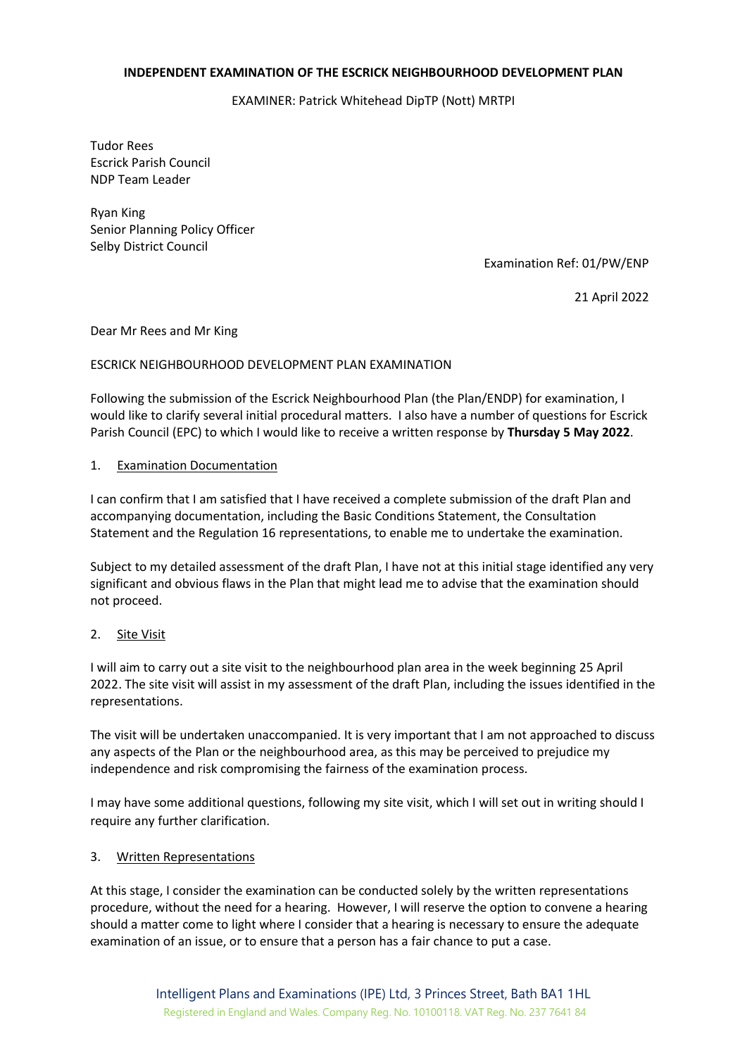**INDEPENDENT EXAMINATION OF THE ESCRICK NEIGHBOURHOOD DEVELOPMENT PLAN**

EXAMINER: Patrick Whitehead DipTP (Nott) MRTPI

Tudor Rees
Escrick Parish Council
NDP Team Leader

Ryan King
Senior Planning Policy Officer
Selby District Council

Examination Ref: 01/PW/ENP

21 April 2022

Dear Mr Rees and Mr King

ESCRICK NEIGHBOURHOOD DEVELOPMENT PLAN EXAMINATION

Following the submission of the Escrick Neighbourhood Plan (the Plan/ENDP) for examination, I would like to clarify several initial procedural matters. I also have a number of questions for Escrick Parish Council (EPC) to which I would like to receive a written response by **Thursday 5 May 2022**.

1. Examination Documentation

I can confirm that I am satisfied that I have received a complete submission of the draft Plan and accompanying documentation, including the Basic Conditions Statement, the Consultation Statement and the Regulation 16 representations, to enable me to undertake the examination.

Subject to my detailed assessment of the draft Plan, I have not at this initial stage identified any very significant and obvious flaws in the Plan that might lead me to advise that the examination should not proceed.

2. Site Visit

I will aim to carry out a site visit to the neighbourhood plan area in the week beginning 25 April 2022. The site visit will assist in my assessment of the draft Plan, including the issues identified in the representations.

The visit will be undertaken unaccompanied. It is very important that I am not approached to discuss any aspects of the Plan or the neighbourhood area, as this may be perceived to prejudice my independence and risk compromising the fairness of the examination process.

I may have some additional questions, following my site visit, which I will set out in writing should I require any further clarification.

3. Written Representations

At this stage, I consider the examination can be conducted solely by the written representations procedure, without the need for a hearing. However, I will reserve the option to convene a hearing should a matter come to light where I consider that a hearing is necessary to ensure the adequate examination of an issue, or to ensure that a person has a fair chance to put a case.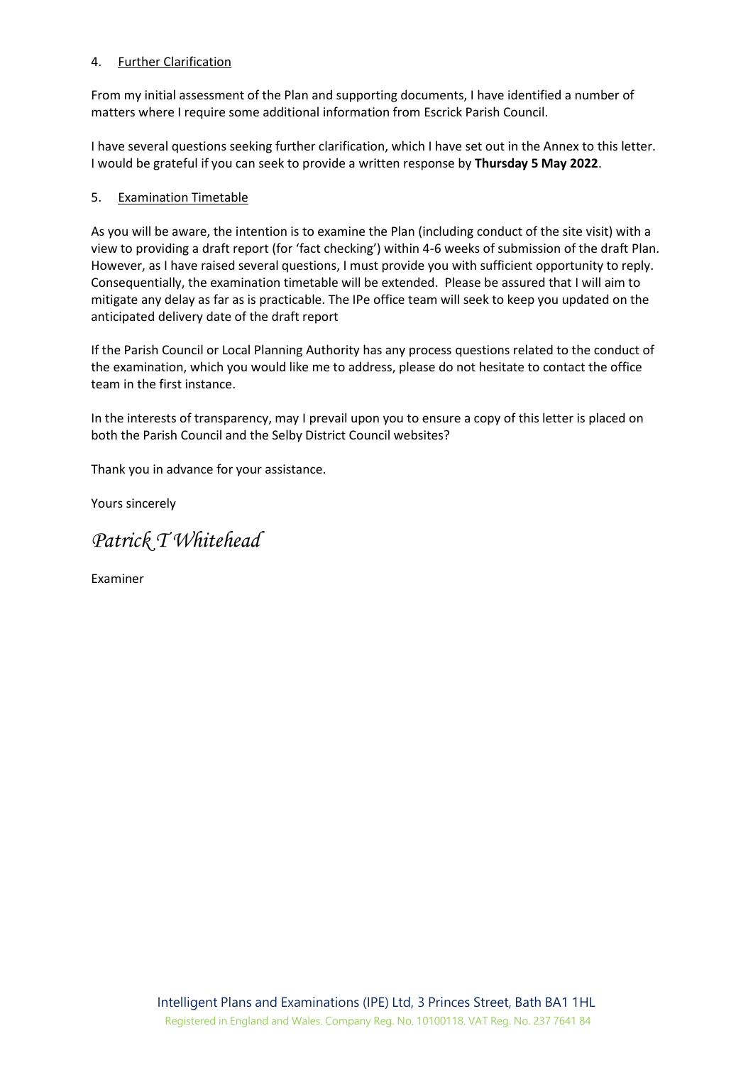4. Further Clarification

From my initial assessment of the Plan and supporting documents, I have identified a number of matters where I require some additional information from Escrick Parish Council.

I have several questions seeking further clarification, which I have set out in the Annex to this letter. I would be grateful if you can seek to provide a written response by **Thursday 5 May 2022**.

5. Examination Timetable

As you will be aware, the intention is to examine the Plan (including conduct of the site visit) with a view to providing a draft report (for 'fact checking') within 4-6 weeks of submission of the draft Plan. However, as I have raised several questions, I must provide you with sufficient opportunity to reply. Consequentially, the examination timetable will be extended. Please be assured that I will aim to mitigate any delay as far as is practicable. The IPe office team will seek to keep you updated on the anticipated delivery date of the draft report

If the Parish Council or Local Planning Authority has any process questions related to the conduct of the examination, which you would like me to address, please do not hesitate to contact the office team in the first instance.

In the interests of transparency, may I prevail upon you to ensure a copy of this letter is placed on both the Parish Council and the Selby District Council websites?

Thank you in advance for your assistance.

Yours sincerely

*Patrick T Whitehead*

Examiner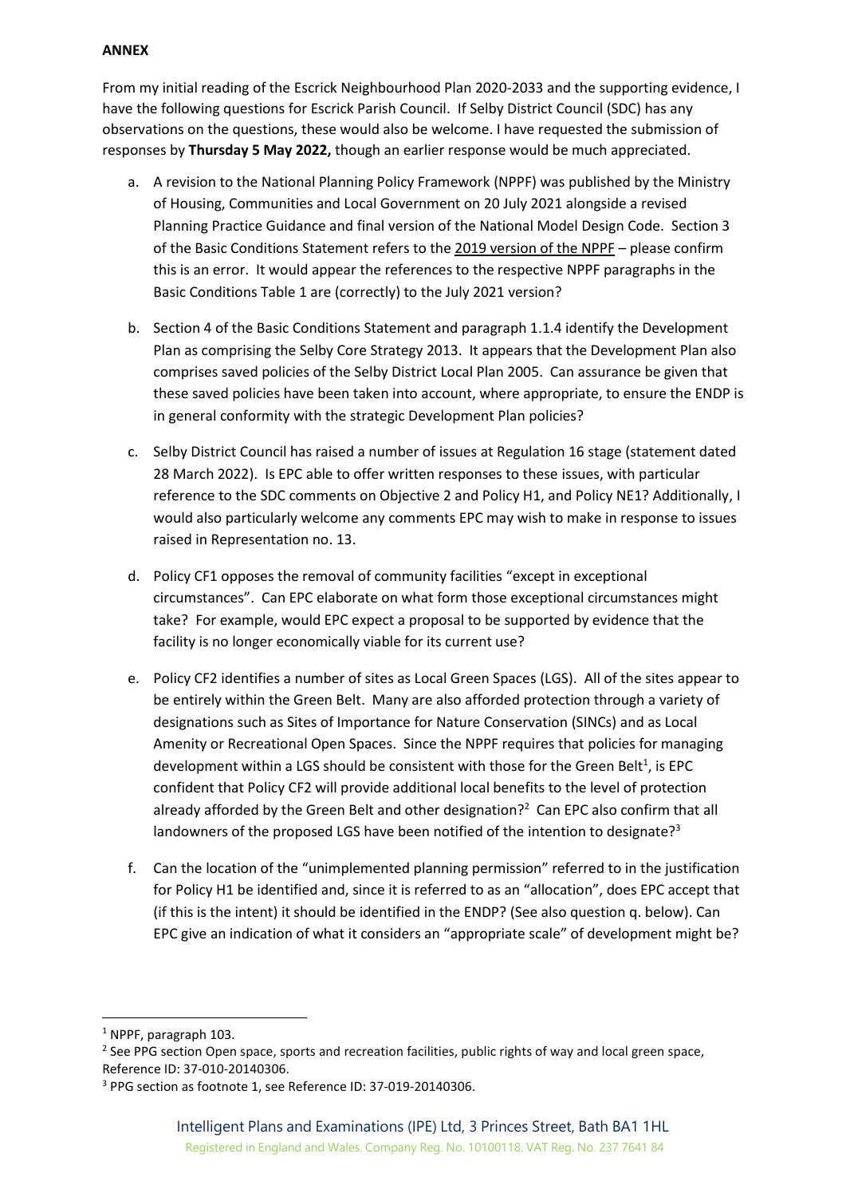**ANNEX**

From my initial reading of the Escrick Neighbourhood Plan 2020-2033 and the supporting evidence, I have the following questions for Escrick Parish Council. If Selby District Council (SDC) has any observations on the questions, these would also be welcome. I have requested the submission of responses by **Thursday 5 May 2022,** though an earlier response would be much appreciated.

a. A revision to the National Planning Policy Framework (NPPF) was published by the Ministry of Housing, Communities and Local Government on 20 July 2021 alongside a revised Planning Practice Guidance and final version of the National Model Design Code. Section 3 of the Basic Conditions Statement refers to the 2019 version of the NPPF – please confirm this is an error. It would appear the references to the respective NPPF paragraphs in the Basic Conditions Table 1 are (correctly) to the July 2021 version?

b. Section 4 of the Basic Conditions Statement and paragraph 1.1.4 identify the Development Plan as comprising the Selby Core Strategy 2013. It appears that the Development Plan also comprises saved policies of the Selby District Local Plan 2005. Can assurance be given that these saved policies have been taken into account, where appropriate, to ensure the ENDP is in general conformity with the strategic Development Plan policies?

c. Selby District Council has raised a number of issues at Regulation 16 stage (statement dated 28 March 2022). Is EPC able to offer written responses to these issues, with particular reference to the SDC comments on Objective 2 and Policy H1, and Policy NE1? Additionally, I would also particularly welcome any comments EPC may wish to make in response to issues raised in Representation no. 13.

d. Policy CF1 opposes the removal of community facilities "except in exceptional circumstances". Can EPC elaborate on what form those exceptional circumstances might take? For example, would EPC expect a proposal to be supported by evidence that the facility is no longer economically viable for its current use?

e. Policy CF2 identifies a number of sites as Local Green Spaces (LGS). All of the sites appear to be entirely within the Green Belt. Many are also afforded protection through a variety of designations such as Sites of Importance for Nature Conservation (SINCs) and as Local Amenity or Recreational Open Spaces. Since the NPPF requires that policies for managing development within a LGS should be consistent with those for the Green Belt[1], is EPC confident that Policy CF2 will provide additional local benefits to the level of protection already afforded by the Green Belt and other designation?[2] Can EPC also confirm that all landowners of the proposed LGS have been notified of the intention to designate?[3]

f. Can the location of the "unimplemented planning permission" referred to in the justification for Policy H1 be identified and, since it is referred to as an "allocation", does EPC accept that (if this is the intent) it should be identified in the ENDP? (See also question q. below). Can EPC give an indication of what it considers an "appropriate scale" of development might be?

---

[1] NPPF, paragraph 103.

[2] See PPG section Open space, sports and recreation facilities, public rights of way and local green space, Reference ID: 37-010-20140306.

[3] PPG section as footnote 1, see Reference ID: 37-019-20140306.

Intelligent Plans and Examinations (IPE) Ltd, 3 Princes Street, Bath BA1 1HL
Registered in England and Wales. Company Reg. No. 10100118. VAT Reg. No. 237 7641 84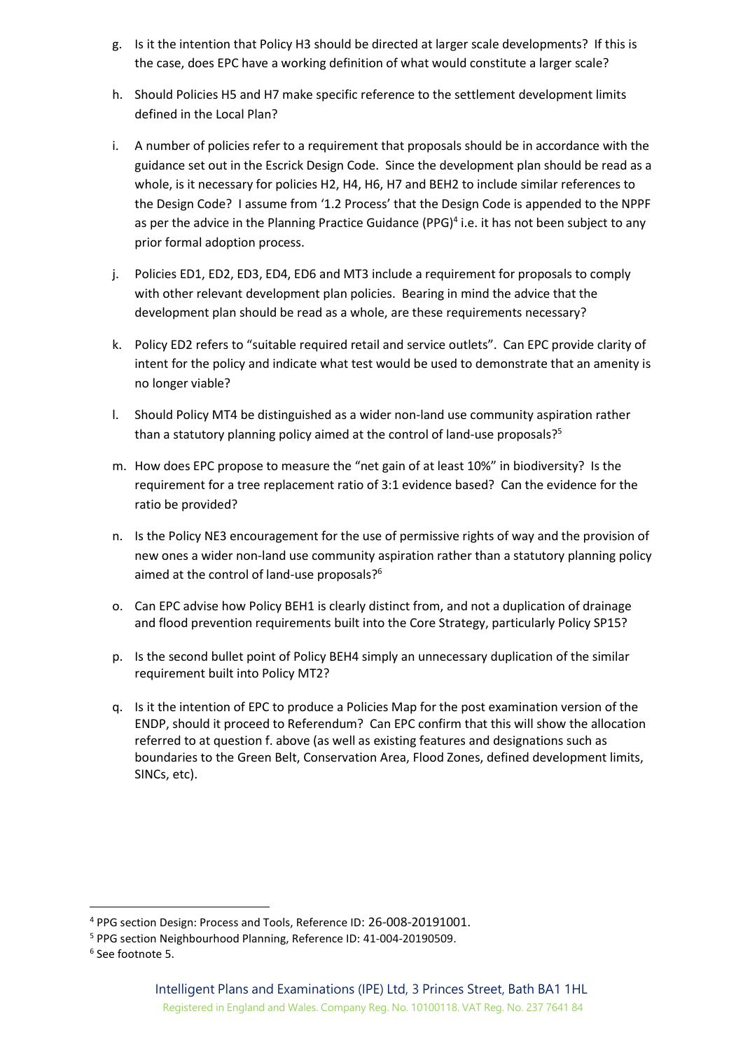g. Is it the intention that Policy H3 should be directed at larger scale developments? If this is the case, does EPC have a working definition of what would constitute a larger scale?

h. Should Policies H5 and H7 make specific reference to the settlement development limits defined in the Local Plan?

i. A number of policies refer to a requirement that proposals should be in accordance with the guidance set out in the Escrick Design Code. Since the development plan should be read as a whole, is it necessary for policies H2, H4, H6, H7 and BEH2 to include similar references to the Design Code? I assume from '1.2 Process' that the Design Code is appended to the NPPF as per the advice in the Planning Practice Guidance (PPG)[4] i.e. it has not been subject to any prior formal adoption process.

j. Policies ED1, ED2, ED3, ED4, ED6 and MT3 include a requirement for proposals to comply with other relevant development plan policies. Bearing in mind the advice that the development plan should be read as a whole, are these requirements necessary?

k. Policy ED2 refers to "suitable required retail and service outlets". Can EPC provide clarity of intent for the policy and indicate what test would be used to demonstrate that an amenity is no longer viable?

l. Should Policy MT4 be distinguished as a wider non-land use community aspiration rather than a statutory planning policy aimed at the control of land-use proposals?[5]

m. How does EPC propose to measure the "net gain of at least 10%" in biodiversity? Is the requirement for a tree replacement ratio of 3:1 evidence based? Can the evidence for the ratio be provided?

n. Is the Policy NE3 encouragement for the use of permissive rights of way and the provision of new ones a wider non-land use community aspiration rather than a statutory planning policy aimed at the control of land-use proposals?[6]

o. Can EPC advise how Policy BEH1 is clearly distinct from, and not a duplication of drainage and flood prevention requirements built into the Core Strategy, particularly Policy SP15?

p. Is the second bullet point of Policy BEH4 simply an unnecessary duplication of the similar requirement built into Policy MT2?

q. Is it the intention of EPC to produce a Policies Map for the post examination version of the ENDP, should it proceed to Referendum? Can EPC confirm that this will show the allocation referred to at question f. above (as well as existing features and designations such as boundaries to the Green Belt, Conservation Area, Flood Zones, defined development limits, SINCs, etc).

---

[4] PPG section Design: Process and Tools, Reference ID: 26-008-20191001.

[5] PPG section Neighbourhood Planning, Reference ID: 41-004-20190509.

[6] See footnote 5.

Intelligent Plans and Examinations (IPE) Ltd, 3 Princes Street, Bath BA1 1HL

Registered in England and Wales. Company Reg. No. 10100118. VAT Reg. No. 237 7641 84